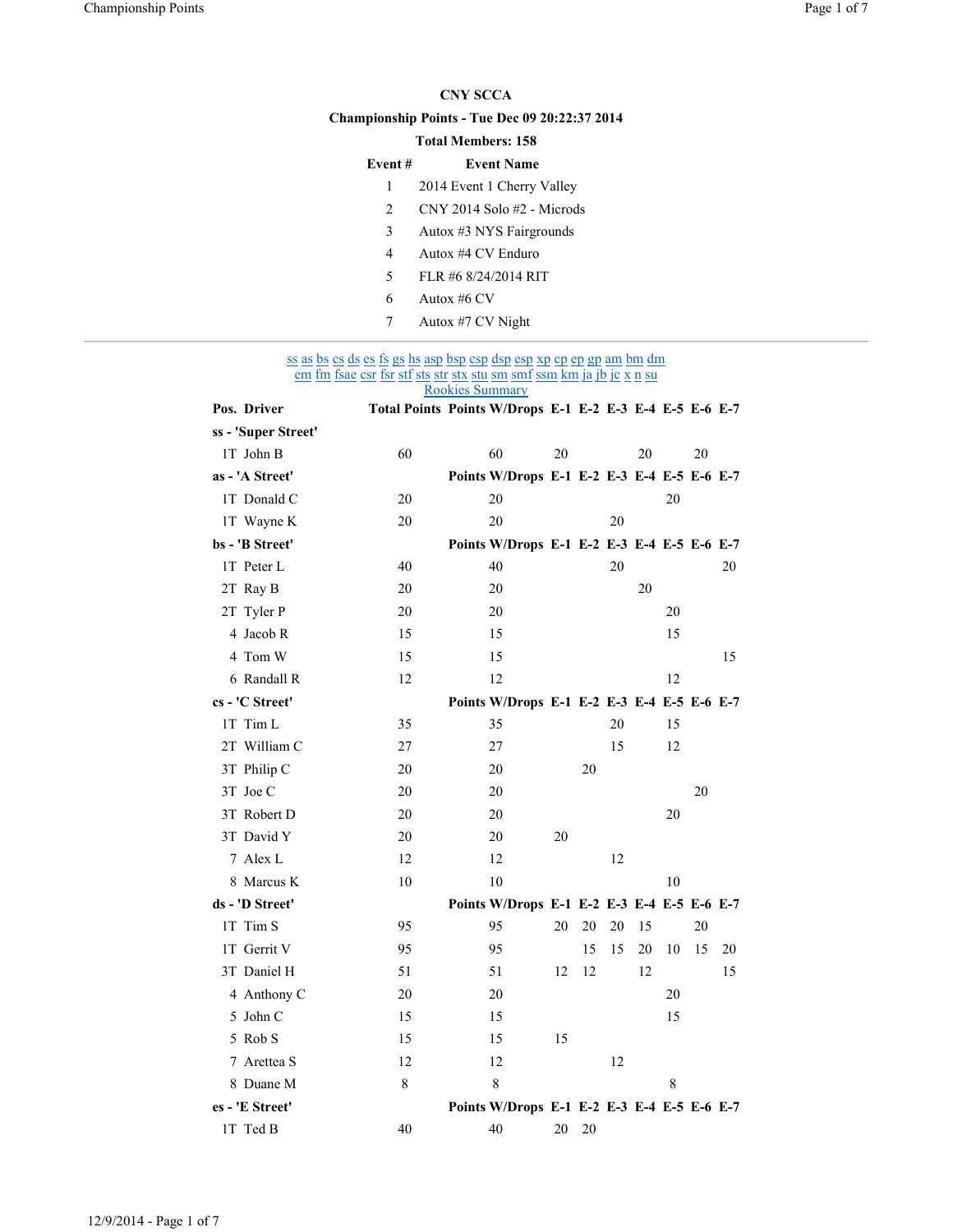# CNY SCCA

**Championship Points - Tue Dec 09 20:22:37 2014**

**Total Members: 158**

| Event # | Event Name |
|---|---|
| 1 | 2014 Event 1 Cherry Valley |
| 2 | CNY 2014 Solo #2 - Microds |
| 3 | Autox #3 NYS Fairgrounds |
| 4 | Autox #4 CV Enduro |
| 5 | FLR #6 8/24/2014 RIT |
| 6 | Autox #6 CV |
| 7 | Autox #7 CV Night |

---

ss as bs cs ds es fs gs hs asp bsp csp dsp esp xp cp ep gp am bm dm
em fm fsae csr fsr stf sts str stx stu sm smf ssm km ja jb jc x n su
Rookies Summary

| Pos. | Driver | Total Points | Points W/Drops | E-1 | E-2 | E-3 | E-4 | E-5 | E-6 | E-7 |
|---|---|---|---|---|---|---|---|---|---|---|
| **ss - 'Super Street'** | | | | | | | | | | |
| 1T | John B | 60 | 60 | 20 | | | 20 | | 20 | |
| **as - 'A Street'** | | | **Points W/Drops** | **E-1** | **E-2** | **E-3** | **E-4** | **E-5** | **E-6** | **E-7** |
| 1T | Donald C | 20 | 20 | | | | | 20 | | |
| 1T | Wayne K | 20 | 20 | | | 20 | | | | |
| **bs - 'B Street'** | | | **Points W/Drops** | **E-1** | **E-2** | **E-3** | **E-4** | **E-5** | **E-6** | **E-7** |
| 1T | Peter L | 40 | 40 | | | 20 | | | | 20 |
| 2T | Ray B | 20 | 20 | | | | 20 | | | |
| 2T | Tyler P | 20 | 20 | | | | | 20 | | |
| 4 | Jacob R | 15 | 15 | | | | | 15 | | |
| 4 | Tom W | 15 | 15 | | | | | | | 15 |
| 6 | Randall R | 12 | 12 | | | | | 12 | | |
| **cs - 'C Street'** | | | **Points W/Drops** | **E-1** | **E-2** | **E-3** | **E-4** | **E-5** | **E-6** | **E-7** |
| 1T | Tim L | 35 | 35 | | | 20 | | 15 | | |
| 2T | William C | 27 | 27 | | | 15 | | 12 | | |
| 3T | Philip C | 20 | 20 | | 20 | | | | | |
| 3T | Joe C | 20 | 20 | | | | | | 20 | |
| 3T | Robert D | 20 | 20 | | | | | 20 | | |
| 3T | David Y | 20 | 20 | 20 | | | | | | |
| 7 | Alex L | 12 | 12 | | | 12 | | | | |
| 8 | Marcus K | 10 | 10 | | | | | 10 | | |
| **ds - 'D Street'** | | | **Points W/Drops** | **E-1** | **E-2** | **E-3** | **E-4** | **E-5** | **E-6** | **E-7** |
| 1T | Tim S | 95 | 95 | 20 | 20 | 20 | 15 | | 20 | |
| 1T | Gerrit V | 95 | 95 | | 15 | 15 | 20 | 10 | 15 | 20 |
| 3T | Daniel H | 51 | 51 | 12 | 12 | | 12 | | | 15 |
| 4 | Anthony C | 20 | 20 | | | | | 20 | | |
| 5 | John C | 15 | 15 | | | | | 15 | | |
| 5 | Rob S | 15 | 15 | 15 | | | | | | |
| 7 | Arettea S | 12 | 12 | | | 12 | | | | |
| 8 | Duane M | 8 | 8 | | | | | 8 | | |
| **es - 'E Street'** | | | **Points W/Drops** | **E-1** | **E-2** | **E-3** | **E-4** | **E-5** | **E-6** | **E-7** |
| 1T | Ted B | 40 | 40 | 20 | 20 | | | | | |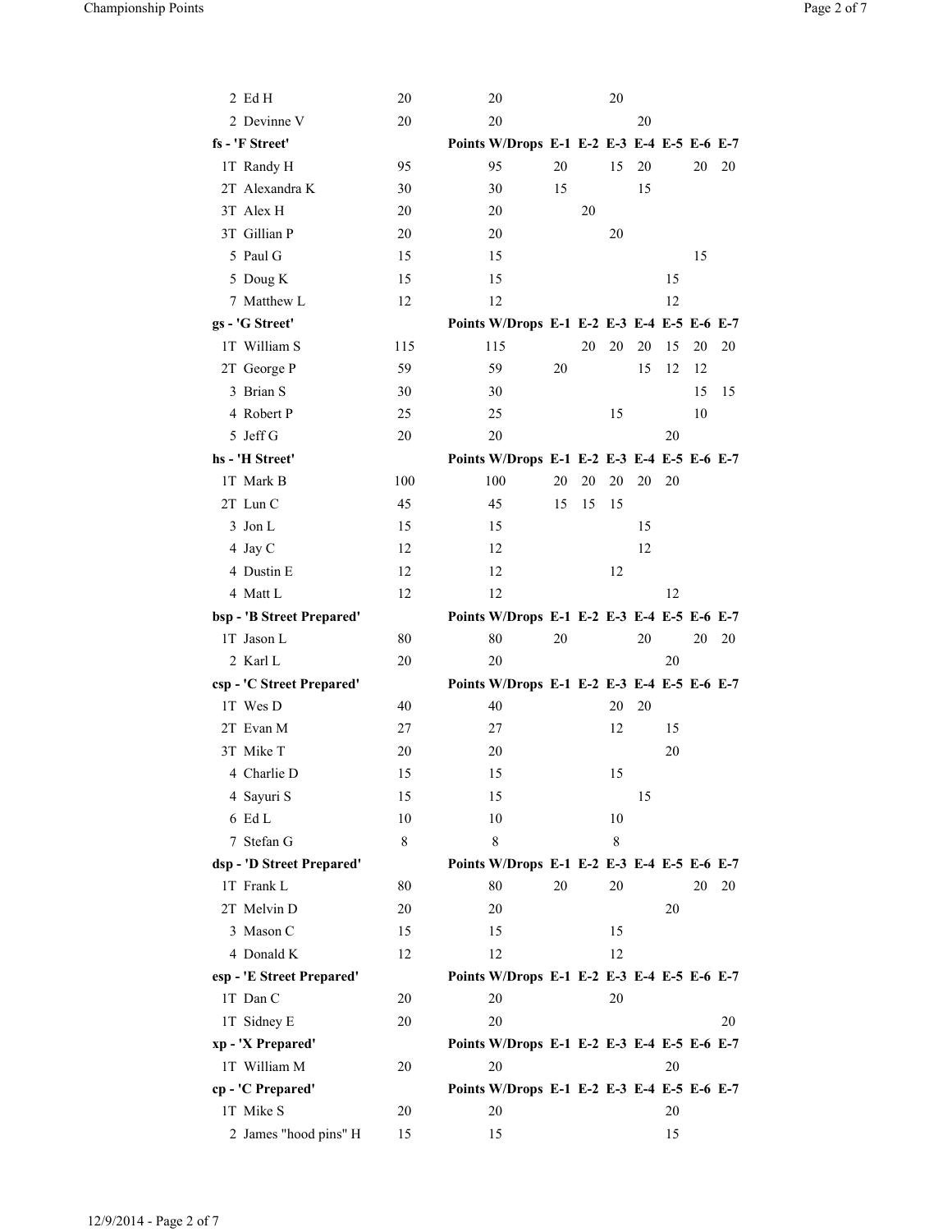| Place | Driver | Points | Points W/Drops | E-1 | E-2 | E-3 | E-4 | E-5 | E-6 | E-7 |
|---|---|---|---|---|---|---|---|---|---|---|
| 2 | Ed H | 20 | 20 | | | 20 | | | | |
| 2 | Devinne V | 20 | 20 | | | | 20 | | | |
| **fs - 'F Street'** | | | **Points W/Drops** | **E-1** | **E-2** | **E-3** | **E-4** | **E-5** | **E-6** | **E-7** |
| 1T | Randy H | 95 | 95 | 20 | | 15 | 20 | | 20 | 20 |
| 2T | Alexandra K | 30 | 30 | 15 | | | 15 | | | |
| 3T | Alex H | 20 | 20 | | 20 | | | | | |
| 3T | Gillian P | 20 | 20 | | | 20 | | | | |
| 5 | Paul G | 15 | 15 | | | | | | 15 | |
| 5 | Doug K | 15 | 15 | | | | | 15 | | |
| 7 | Matthew L | 12 | 12 | | | | | 12 | | |
| **gs - 'G Street'** | | | **Points W/Drops** | **E-1** | **E-2** | **E-3** | **E-4** | **E-5** | **E-6** | **E-7** |
| 1T | William S | 115 | 115 | | 20 | 20 | 20 | 15 | 20 | 20 |
| 2T | George P | 59 | 59 | 20 | | | 15 | 12 | 12 | |
| 3 | Brian S | 30 | 30 | | | | | | 15 | 15 |
| 4 | Robert P | 25 | 25 | | | 15 | | | 10 | |
| 5 | Jeff G | 20 | 20 | | | | | 20 | | |
| **hs - 'H Street'** | | | **Points W/Drops** | **E-1** | **E-2** | **E-3** | **E-4** | **E-5** | **E-6** | **E-7** |
| 1T | Mark B | 100 | 100 | 20 | 20 | 20 | 20 | 20 | | |
| 2T | Lun C | 45 | 45 | 15 | 15 | 15 | | | | |
| 3 | Jon L | 15 | 15 | | | | 15 | | | |
| 4 | Jay C | 12 | 12 | | | | 12 | | | |
| 4 | Dustin E | 12 | 12 | | | 12 | | | | |
| 4 | Matt L | 12 | 12 | | | | | 12 | | |
| **bsp - 'B Street Prepared'** | | | **Points W/Drops** | **E-1** | **E-2** | **E-3** | **E-4** | **E-5** | **E-6** | **E-7** |
| 1T | Jason L | 80 | 80 | 20 | | | 20 | | 20 | 20 |
| 2 | Karl L | 20 | 20 | | | | | 20 | | |
| **csp - 'C Street Prepared'** | | | **Points W/Drops** | **E-1** | **E-2** | **E-3** | **E-4** | **E-5** | **E-6** | **E-7** |
| 1T | Wes D | 40 | 40 | | | 20 | 20 | | | |
| 2T | Evan M | 27 | 27 | | | 12 | | 15 | | |
| 3T | Mike T | 20 | 20 | | | | | 20 | | |
| 4 | Charlie D | 15 | 15 | | | 15 | | | | |
| 4 | Sayuri S | 15 | 15 | | | | 15 | | | |
| 6 | Ed L | 10 | 10 | | | 10 | | | | |
| 7 | Stefan G | 8 | 8 | | | 8 | | | | |
| **dsp - 'D Street Prepared'** | | | **Points W/Drops** | **E-1** | **E-2** | **E-3** | **E-4** | **E-5** | **E-6** | **E-7** |
| 1T | Frank L | 80 | 80 | 20 | | 20 | | | 20 | 20 |
| 2T | Melvin D | 20 | 20 | | | | | 20 | | |
| 3 | Mason C | 15 | 15 | | | 15 | | | | |
| 4 | Donald K | 12 | 12 | | | 12 | | | | |
| **esp - 'E Street Prepared'** | | | **Points W/Drops** | **E-1** | **E-2** | **E-3** | **E-4** | **E-5** | **E-6** | **E-7** |
| 1T | Dan C | 20 | 20 | | | 20 | | | | |
| 1T | Sidney E | 20 | 20 | | | | | | | 20 |
| **xp - 'X Prepared'** | | | **Points W/Drops** | **E-1** | **E-2** | **E-3** | **E-4** | **E-5** | **E-6** | **E-7** |
| 1T | William M | 20 | 20 | | | | | 20 | | |
| **cp - 'C Prepared'** | | | **Points W/Drops** | **E-1** | **E-2** | **E-3** | **E-4** | **E-5** | **E-6** | **E-7** |
| 1T | Mike S | 20 | 20 | | | | | 20 | | |
| 2 | James "hood pins" H | 15 | 15 | | | | | 15 | | |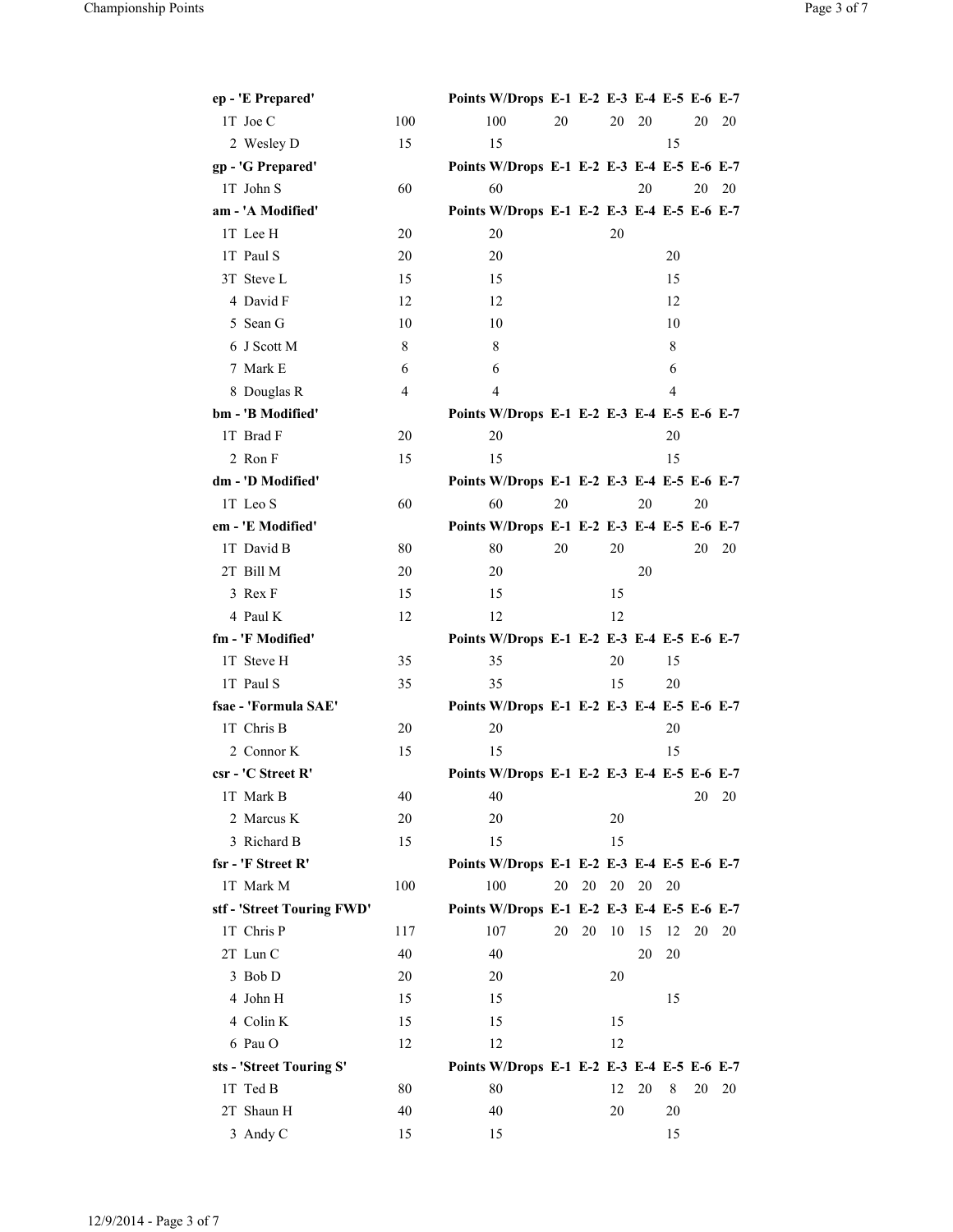| ep - 'E Prepared' | | Points W/Drops | E-1 | E-2 | E-3 | E-4 | E-5 | E-6 | E-7 |
|---|---|---|---|---|---|---|---|---|---|
| 1T Joe C | 100 | 100 | 20 | | 20 | 20 | | 20 | 20 |
| 2 Wesley D | 15 | 15 | | | | | 15 | | |

| gp - 'G Prepared' | | Points W/Drops | E-1 | E-2 | E-3 | E-4 | E-5 | E-6 | E-7 |
|---|---|---|---|---|---|---|---|---|---|
| 1T John S | 60 | 60 | | | | 20 | | 20 | 20 |

| am - 'A Modified' | | Points W/Drops | E-1 | E-2 | E-3 | E-4 | E-5 | E-6 | E-7 |
|---|---|---|---|---|---|---|---|---|---|
| 1T Lee H | 20 | 20 | | | 20 | | | | |
| 1T Paul S | 20 | 20 | | | | | 20 | | |
| 3T Steve L | 15 | 15 | | | | | 15 | | |
| 4 David F | 12 | 12 | | | | | 12 | | |
| 5 Sean G | 10 | 10 | | | | | 10 | | |
| 6 J Scott M | 8 | 8 | | | | | 8 | | |
| 7 Mark E | 6 | 6 | | | | | 6 | | |
| 8 Douglas R | 4 | 4 | | | | | 4 | | |

| bm - 'B Modified' | | Points W/Drops | E-1 | E-2 | E-3 | E-4 | E-5 | E-6 | E-7 |
|---|---|---|---|---|---|---|---|---|---|
| 1T Brad F | 20 | 20 | | | | | 20 | | |
| 2 Ron F | 15 | 15 | | | | | 15 | | |

| dm - 'D Modified' | | Points W/Drops | E-1 | E-2 | E-3 | E-4 | E-5 | E-6 | E-7 |
|---|---|---|---|---|---|---|---|---|---|
| 1T Leo S | 60 | 60 | 20 | | | 20 | | 20 | |

| em - 'E Modified' | | Points W/Drops | E-1 | E-2 | E-3 | E-4 | E-5 | E-6 | E-7 |
|---|---|---|---|---|---|---|---|---|---|
| 1T David B | 80 | 80 | 20 | | 20 | | | 20 | 20 |
| 2T Bill M | 20 | 20 | | | | 20 | | | |
| 3 Rex F | 15 | 15 | | | 15 | | | | |
| 4 Paul K | 12 | 12 | | | 12 | | | | |

| fm - 'F Modified' | | Points W/Drops | E-1 | E-2 | E-3 | E-4 | E-5 | E-6 | E-7 |
|---|---|---|---|---|---|---|---|---|---|
| 1T Steve H | 35 | 35 | | | 20 | | 15 | | |
| 1T Paul S | 35 | 35 | | | 15 | | 20 | | |

| fsae - 'Formula SAE' | | Points W/Drops | E-1 | E-2 | E-3 | E-4 | E-5 | E-6 | E-7 |
|---|---|---|---|---|---|---|---|---|---|
| 1T Chris B | 20 | 20 | | | | | 20 | | |
| 2 Connor K | 15 | 15 | | | | | 15 | | |

| csr - 'C Street R' | | Points W/Drops | E-1 | E-2 | E-3 | E-4 | E-5 | E-6 | E-7 |
|---|---|---|---|---|---|---|---|---|---|
| 1T Mark B | 40 | 40 | | | | | | 20 | 20 |
| 2 Marcus K | 20 | 20 | | | 20 | | | | |
| 3 Richard B | 15 | 15 | | | 15 | | | | |

| fsr - 'F Street R' | | Points W/Drops | E-1 | E-2 | E-3 | E-4 | E-5 | E-6 | E-7 |
|---|---|---|---|---|---|---|---|---|---|
| 1T Mark M | 100 | 100 | 20 | 20 | 20 | 20 | 20 | | |

| stf - 'Street Touring FWD' | | Points W/Drops | E-1 | E-2 | E-3 | E-4 | E-5 | E-6 | E-7 |
|---|---|---|---|---|---|---|---|---|---|
| 1T Chris P | 117 | 107 | 20 | 20 | 10 | 15 | 12 | 20 | 20 |
| 2T Lun C | 40 | 40 | | | | 20 | 20 | | |
| 3 Bob D | 20 | 20 | | | 20 | | | | |
| 4 John H | 15 | 15 | | | | | 15 | | |
| 4 Colin K | 15 | 15 | | | 15 | | | | |
| 6 Pau O | 12 | 12 | | | 12 | | | | |

| sts - 'Street Touring S' | | Points W/Drops | E-1 | E-2 | E-3 | E-4 | E-5 | E-6 | E-7 |
|---|---|---|---|---|---|---|---|---|---|
| 1T Ted B | 80 | 80 | | | 12 | 20 | 8 | 20 | 20 |
| 2T Shaun H | 40 | 40 | | | 20 | | 20 | | |
| 3 Andy C | 15 | 15 | | | | | 15 | | |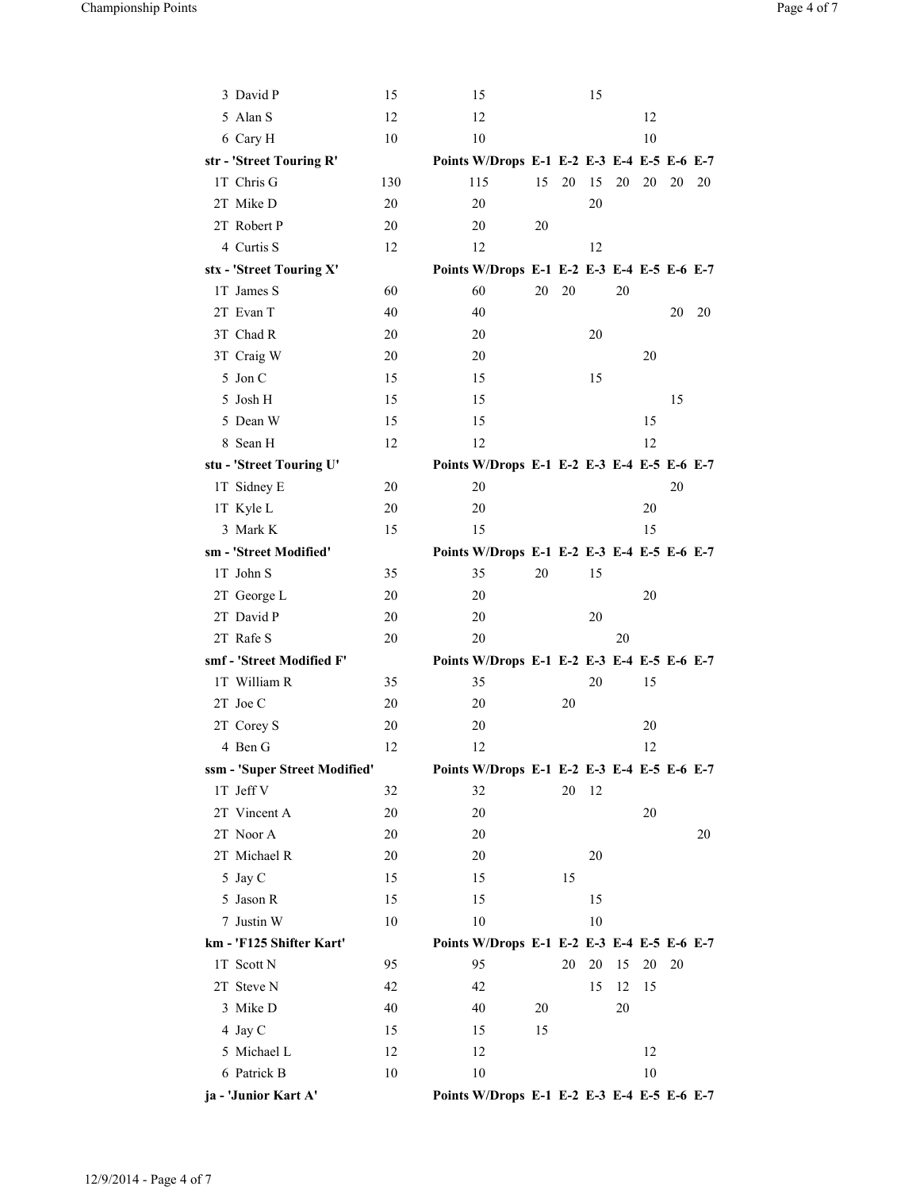| | Points | W/Drops | E-1 | E-2 | E-3 | E-4 | E-5 | E-6 | E-7 |
|---|---|---|---|---|---|---|---|---|---|
| 3 David P | 15 | 15 | | | 15 | | | | |
| 5 Alan S | 12 | 12 | | | | | 12 | | |
| 6 Cary H | 10 | 10 | | | | | 10 | | |
| **str - 'Street Touring R'** | | **Points W/Drops** | **E-1** | **E-2** | **E-3** | **E-4** | **E-5** | **E-6** | **E-7** |
| 1T Chris G | 130 | 115 | 15 | 20 | 15 | 20 | 20 | 20 | 20 |
| 2T Mike D | 20 | 20 | | | 20 | | | | |
| 2T Robert P | 20 | 20 | 20 | | | | | | |
| 4 Curtis S | 12 | 12 | | | 12 | | | | |
| **stx - 'Street Touring X'** | | **Points W/Drops** | **E-1** | **E-2** | **E-3** | **E-4** | **E-5** | **E-6** | **E-7** |
| 1T James S | 60 | 60 | 20 | 20 | | 20 | | | |
| 2T Evan T | 40 | 40 | | | | | | 20 | 20 |
| 3T Chad R | 20 | 20 | | | 20 | | | | |
| 3T Craig W | 20 | 20 | | | | | 20 | | |
| 5 Jon C | 15 | 15 | | | 15 | | | | |
| 5 Josh H | 15 | 15 | | | | | | 15 | |
| 5 Dean W | 15 | 15 | | | | | 15 | | |
| 8 Sean H | 12 | 12 | | | | | 12 | | |
| **stu - 'Street Touring U'** | | **Points W/Drops** | **E-1** | **E-2** | **E-3** | **E-4** | **E-5** | **E-6** | **E-7** |
| 1T Sidney E | 20 | 20 | | | | | | 20 | |
| 1T Kyle L | 20 | 20 | | | | | 20 | | |
| 3 Mark K | 15 | 15 | | | | | 15 | | |
| **sm - 'Street Modified'** | | **Points W/Drops** | **E-1** | **E-2** | **E-3** | **E-4** | **E-5** | **E-6** | **E-7** |
| 1T John S | 35 | 35 | 20 | | 15 | | | | |
| 2T George L | 20 | 20 | | | | | 20 | | |
| 2T David P | 20 | 20 | | | 20 | | | | |
| 2T Rafe S | 20 | 20 | | | | 20 | | | |
| **smf - 'Street Modified F'** | | **Points W/Drops** | **E-1** | **E-2** | **E-3** | **E-4** | **E-5** | **E-6** | **E-7** |
| 1T William R | 35 | 35 | | | 20 | | 15 | | |
| 2T Joe C | 20 | 20 | | 20 | | | | | |
| 2T Corey S | 20 | 20 | | | | | 20 | | |
| 4 Ben G | 12 | 12 | | | | | 12 | | |
| **ssm - 'Super Street Modified'** | | **Points W/Drops** | **E-1** | **E-2** | **E-3** | **E-4** | **E-5** | **E-6** | **E-7** |
| 1T Jeff V | 32 | 32 | | 20 | 12 | | | | |
| 2T Vincent A | 20 | 20 | | | | | 20 | | |
| 2T Noor A | 20 | 20 | | | | | | | 20 |
| 2T Michael R | 20 | 20 | | | 20 | | | | |
| 5 Jay C | 15 | 15 | | 15 | | | | | |
| 5 Jason R | 15 | 15 | | | 15 | | | | |
| 7 Justin W | 10 | 10 | | | 10 | | | | |
| **km - 'F125 Shifter Kart'** | | **Points W/Drops** | **E-1** | **E-2** | **E-3** | **E-4** | **E-5** | **E-6** | **E-7** |
| 1T Scott N | 95 | 95 | | 20 | 20 | 15 | 20 | 20 | |
| 2T Steve N | 42 | 42 | | | 15 | 12 | 15 | | |
| 3 Mike D | 40 | 40 | 20 | | | 20 | | | |
| 4 Jay C | 15 | 15 | 15 | | | | | | |
| 5 Michael L | 12 | 12 | | | | | 12 | | |
| 6 Patrick B | 10 | 10 | | | | | 10 | | |
| **ja - 'Junior Kart A'** | | **Points W/Drops** | **E-1** | **E-2** | **E-3** | **E-4** | **E-5** | **E-6** | **E-7** |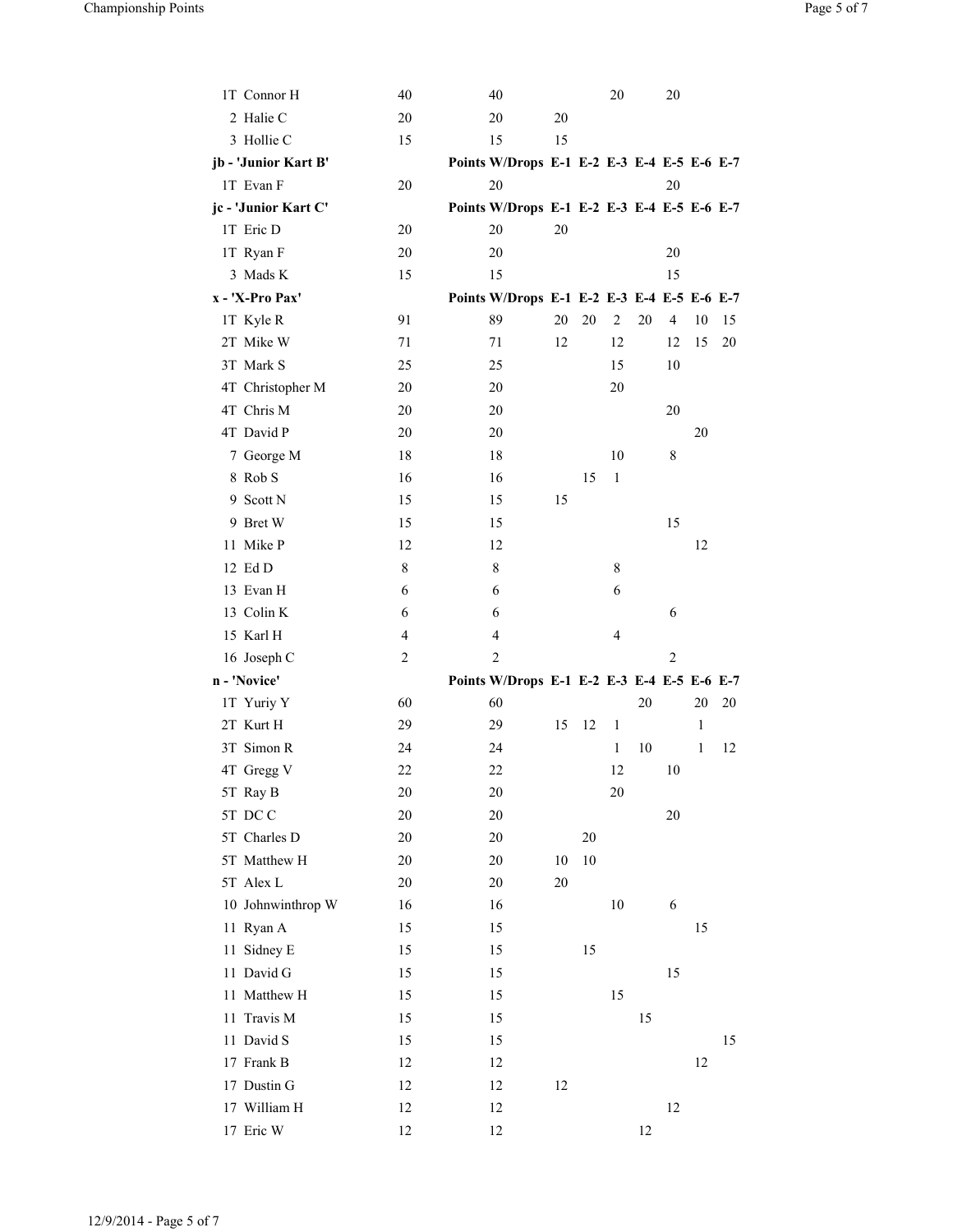| Pos | Name | Points | Points W/Drops | E-1 | E-2 | E-3 | E-4 | E-5 | E-6 | E-7 |
|---|---|---|---|---|---|---|---|---|---|---|
| 1T | Connor H | 40 | 40 | | | 20 | | 20 | | |
| 2 | Halie C | 20 | 20 | 20 | | | | | | |
| 3 | Hollie C | 15 | 15 | 15 | | | | | | |

**jb - 'Junior Kart B'**

| Pos | Name | Points | Points W/Drops | E-1 | E-2 | E-3 | E-4 | E-5 | E-6 | E-7 |
|---|---|---|---|---|---|---|---|---|---|---|
| 1T | Evan F | 20 | 20 | | | | | 20 | | |

**jc - 'Junior Kart C'**

| Pos | Name | Points | Points W/Drops | E-1 | E-2 | E-3 | E-4 | E-5 | E-6 | E-7 |
|---|---|---|---|---|---|---|---|---|---|---|
| 1T | Eric D | 20 | 20 | 20 | | | | | | |
| 1T | Ryan F | 20 | 20 | | | | | 20 | | |
| 3 | Mads K | 15 | 15 | | | | | 15 | | |

**x - 'X-Pro Pax'**

| Pos | Name | Points | Points W/Drops | E-1 | E-2 | E-3 | E-4 | E-5 | E-6 | E-7 |
|---|---|---|---|---|---|---|---|---|---|---|
| 1T | Kyle R | 91 | 89 | 20 | 20 | 2 | 20 | 4 | 10 | 15 |
| 2T | Mike W | 71 | 71 | 12 | | 12 | | 12 | 15 | 20 |
| 3T | Mark S | 25 | 25 | | | 15 | | 10 | | |
| 4T | Christopher M | 20 | 20 | | | 20 | | | | |
| 4T | Chris M | 20 | 20 | | | | | 20 | | |
| 4T | David P | 20 | 20 | | | | | | 20 | |
| 7 | George M | 18 | 18 | | | 10 | | 8 | | |
| 8 | Rob S | 16 | 16 | | 15 | 1 | | | | |
| 9 | Scott N | 15 | 15 | 15 | | | | | | |
| 9 | Bret W | 15 | 15 | | | | | 15 | | |
| 11 | Mike P | 12 | 12 | | | | | | 12 | |
| 12 | Ed D | 8 | 8 | | | 8 | | | | |
| 13 | Evan H | 6 | 6 | | | 6 | | | | |
| 13 | Colin K | 6 | 6 | | | | | 6 | | |
| 15 | Karl H | 4 | 4 | | | 4 | | | | |
| 16 | Joseph C | 2 | 2 | | | | | 2 | | |

**n - 'Novice'**

| Pos | Name | Points | Points W/Drops | E-1 | E-2 | E-3 | E-4 | E-5 | E-6 | E-7 |
|---|---|---|---|---|---|---|---|---|---|---|
| 1T | Yuriy Y | 60 | 60 | | | | 20 | | 20 | 20 |
| 2T | Kurt H | 29 | 29 | 15 | 12 | 1 | | | 1 | |
| 3T | Simon R | 24 | 24 | | | 1 | 10 | | 1 | 12 |
| 4T | Gregg V | 22 | 22 | | | 12 | | 10 | | |
| 5T | Ray B | 20 | 20 | | | 20 | | | | |
| 5T | DC C | 20 | 20 | | | | | 20 | | |
| 5T | Charles D | 20 | 20 | | 20 | | | | | |
| 5T | Matthew H | 20 | 20 | 10 | 10 | | | | | |
| 5T | Alex L | 20 | 20 | 20 | | | | | | |
| 10 | Johnwinthrop W | 16 | 16 | | | 10 | | 6 | | |
| 11 | Ryan A | 15 | 15 | | | | | | 15 | |
| 11 | Sidney E | 15 | 15 | | 15 | | | | | |
| 11 | David G | 15 | 15 | | | | | 15 | | |
| 11 | Matthew H | 15 | 15 | | | 15 | | | | |
| 11 | Travis M | 15 | 15 | | | | 15 | | | |
| 11 | David S | 15 | 15 | | | | | | | 15 |
| 17 | Frank B | 12 | 12 | | | | | | 12 | |
| 17 | Dustin G | 12 | 12 | 12 | | | | | | |
| 17 | William H | 12 | 12 | | | | | 12 | | |
| 17 | Eric W | 12 | 12 | | | | 12 | | | |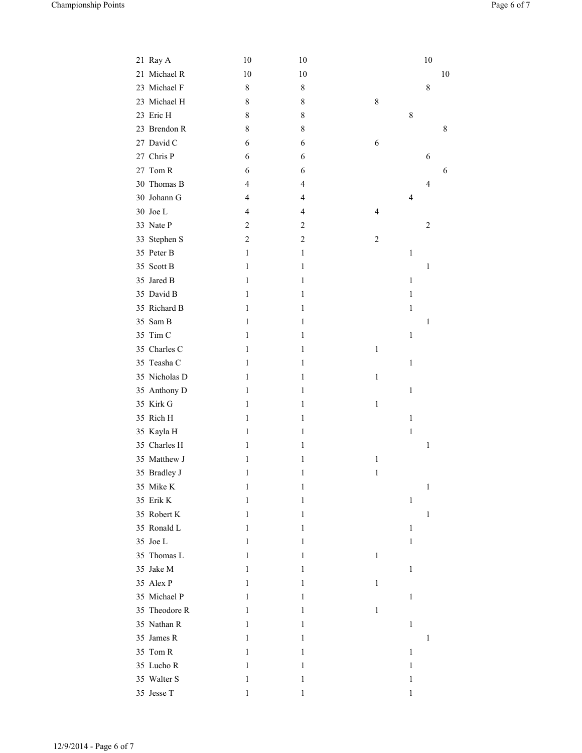| | | | | | | | |
|---|---|---|---|---|---|---|---|
| 21 | Ray A | 10 | 10 | | | 10 | |
| 21 | Michael R | 10 | 10 | | | | 10 |
| 23 | Michael F | 8 | 8 | | | 8 | |
| 23 | Michael H | 8 | 8 | 8 | | | |
| 23 | Eric H | 8 | 8 | | 8 | | |
| 23 | Brendon R | 8 | 8 | | | | 8 |
| 27 | David C | 6 | 6 | 6 | | | |
| 27 | Chris P | 6 | 6 | | | 6 | |
| 27 | Tom R | 6 | 6 | | | | 6 |
| 30 | Thomas B | 4 | 4 | | | 4 | |
| 30 | Johann G | 4 | 4 | | 4 | | |
| 30 | Joe L | 4 | 4 | 4 | | | |
| 33 | Nate P | 2 | 2 | | | 2 | |
| 33 | Stephen S | 2 | 2 | 2 | | | |
| 35 | Peter B | 1 | 1 | | 1 | | |
| 35 | Scott B | 1 | 1 | | | 1 | |
| 35 | Jared B | 1 | 1 | | 1 | | |
| 35 | David B | 1 | 1 | | 1 | | |
| 35 | Richard B | 1 | 1 | | 1 | | |
| 35 | Sam B | 1 | 1 | | | 1 | |
| 35 | Tim C | 1 | 1 | | 1 | | |
| 35 | Charles C | 1 | 1 | 1 | | | |
| 35 | Teasha C | 1 | 1 | | 1 | | |
| 35 | Nicholas D | 1 | 1 | 1 | | | |
| 35 | Anthony D | 1 | 1 | | 1 | | |
| 35 | Kirk G | 1 | 1 | 1 | | | |
| 35 | Rich H | 1 | 1 | | 1 | | |
| 35 | Kayla H | 1 | 1 | | 1 | | |
| 35 | Charles H | 1 | 1 | | | 1 | |
| 35 | Matthew J | 1 | 1 | 1 | | | |
| 35 | Bradley J | 1 | 1 | 1 | | | |
| 35 | Mike K | 1 | 1 | | | 1 | |
| 35 | Erik K | 1 | 1 | | 1 | | |
| 35 | Robert K | 1 | 1 | | | 1 | |
| 35 | Ronald L | 1 | 1 | | 1 | | |
| 35 | Joe L | 1 | 1 | | 1 | | |
| 35 | Thomas L | 1 | 1 | 1 | | | |
| 35 | Jake M | 1 | 1 | | 1 | | |
| 35 | Alex P | 1 | 1 | 1 | | | |
| 35 | Michael P | 1 | 1 | | 1 | | |
| 35 | Theodore R | 1 | 1 | 1 | | | |
| 35 | Nathan R | 1 | 1 | | 1 | | |
| 35 | James R | 1 | 1 | | | 1 | |
| 35 | Tom R | 1 | 1 | | 1 | | |
| 35 | Lucho R | 1 | 1 | | 1 | | |
| 35 | Walter S | 1 | 1 | | 1 | | |
| 35 | Jesse T | 1 | 1 | | 1 | | |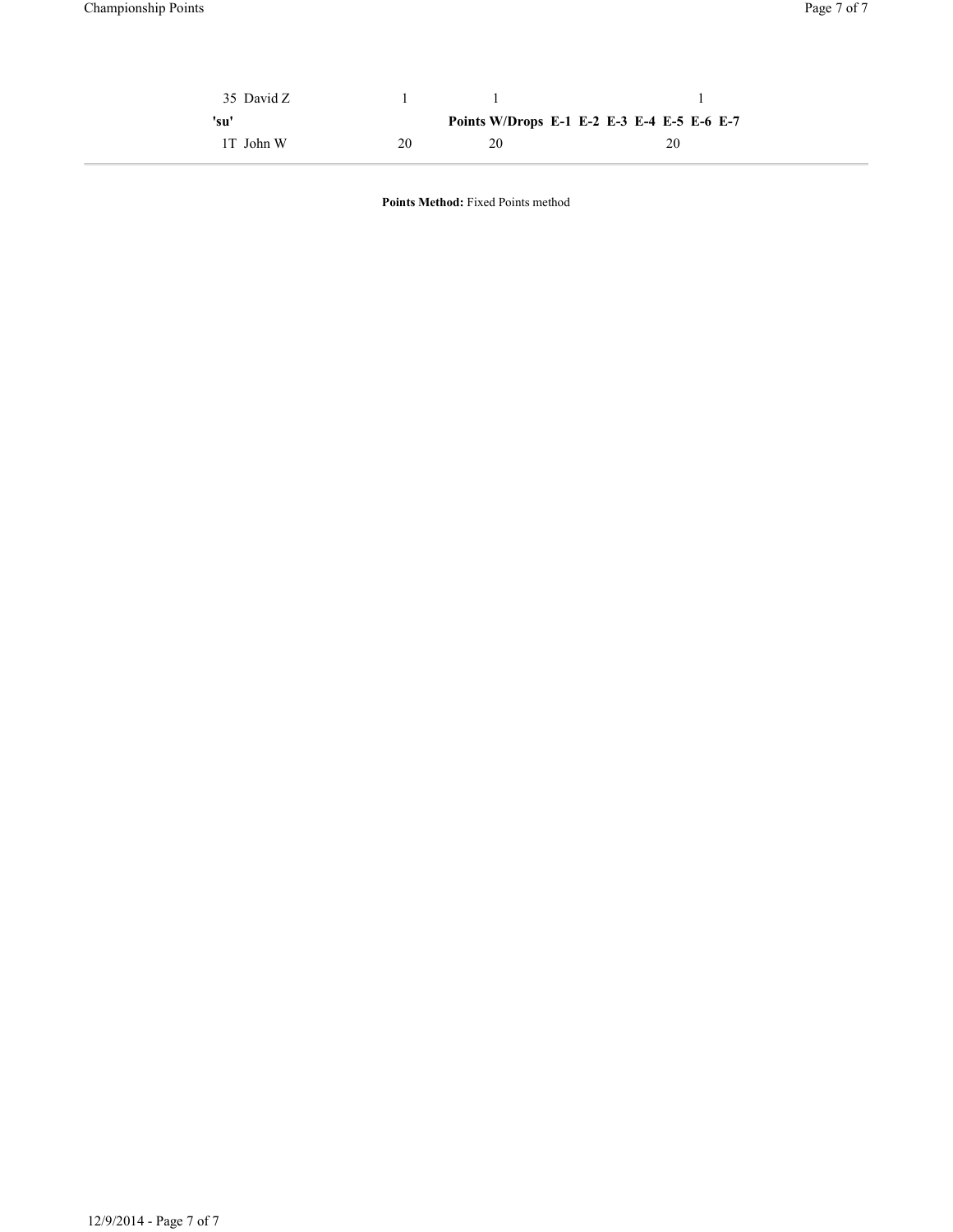| | | | | | | | | | |
|---|---|---|---|---|---|---|---|---|---|
| 35 | David Z | 1 | 1 | | | | | | 1 |

**'su'**

| | | | Points W/Drops | E-1 | E-2 | E-3 | E-4 | E-5 | E-6 | E-7 |
|---|---|---|---|---|---|---|---|---|---|---|
| 1T | John W | 20 | 20 | | | | | 20 | | |

**Points Method:** Fixed Points method